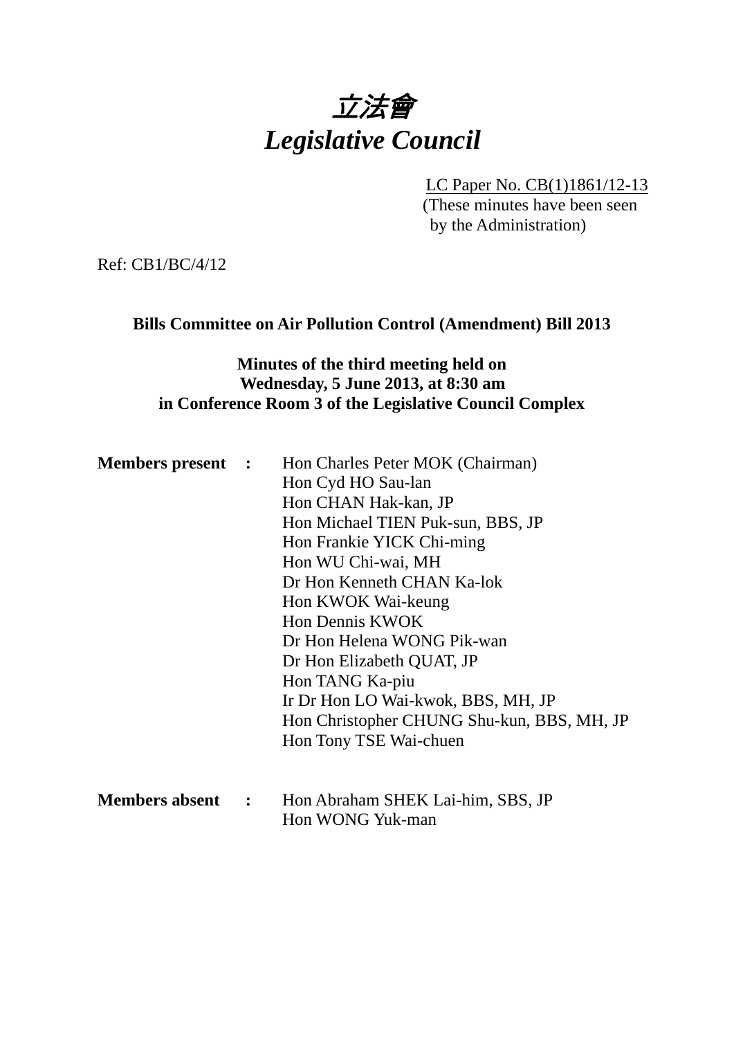# *立法會*
# *Legislative Council*

LC Paper No. CB(1)1861/12-13
(These minutes have been seen by the Administration)

Ref: CB1/BC/4/12

**Bills Committee on Air Pollution Control (Amendment) Bill 2013**

**Minutes of the third meeting held on Wednesday, 5 June 2013, at 8:30 am in Conference Room 3 of the Legislative Council Complex**

**Members present :**
Hon Charles Peter MOK (Chairman)
Hon Cyd HO Sau-lan
Hon CHAN Hak-kan, JP
Hon Michael TIEN Puk-sun, BBS, JP
Hon Frankie YICK Chi-ming
Hon WU Chi-wai, MH
Dr Hon Kenneth CHAN Ka-lok
Hon KWOK Wai-keung
Hon Dennis KWOK
Dr Hon Helena WONG Pik-wan
Dr Hon Elizabeth QUAT, JP
Hon TANG Ka-piu
Ir Dr Hon LO Wai-kwok, BBS, MH, JP
Hon Christopher CHUNG Shu-kun, BBS, MH, JP
Hon Tony TSE Wai-chuen

**Members absent :**
Hon Abraham SHEK Lai-him, SBS, JP
Hon WONG Yuk-man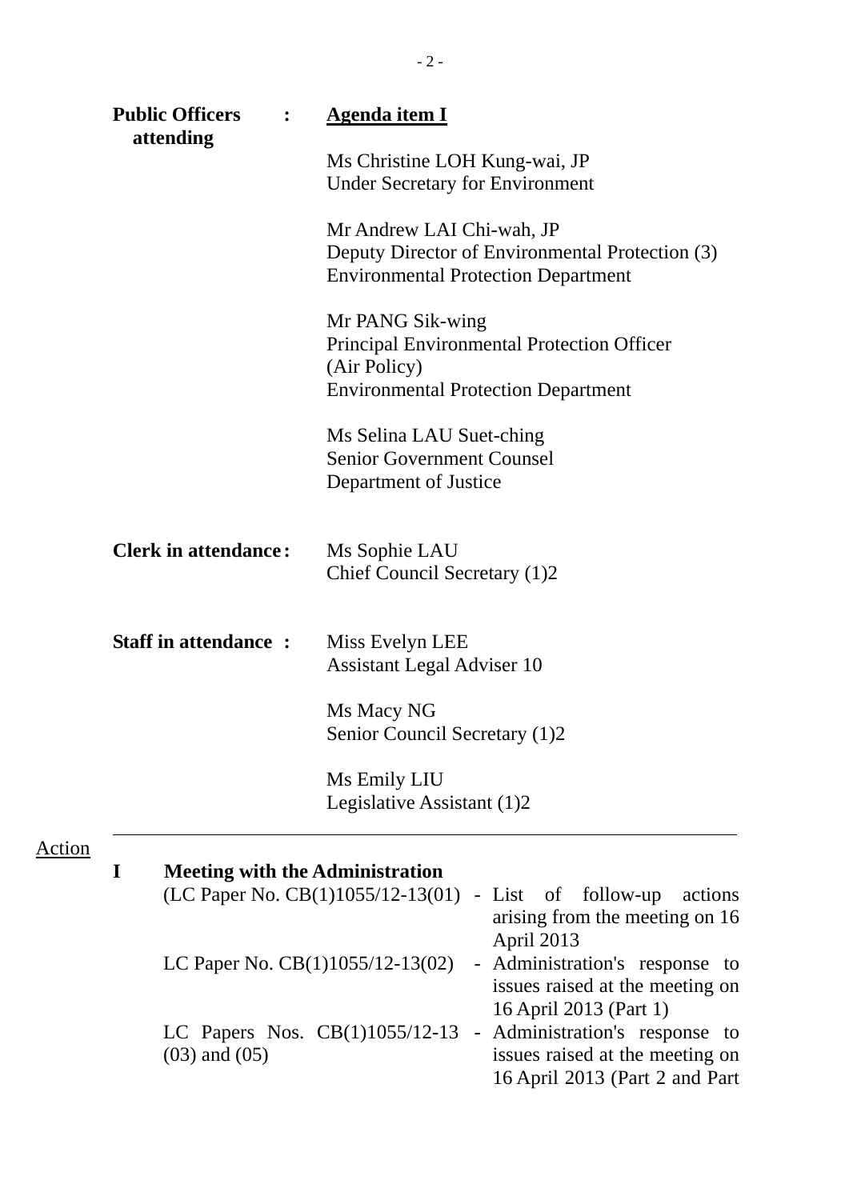**Public Officers attending** : **Agenda item I**

Ms Christine LOH Kung-wai, JP
Under Secretary for Environment

Mr Andrew LAI Chi-wah, JP
Deputy Director of Environmental Protection (3)
Environmental Protection Department

Mr PANG Sik-wing
Principal Environmental Protection Officer (Air Policy)
Environmental Protection Department

Ms Selina LAU Suet-ching
Senior Government Counsel
Department of Justice

**Clerk in attendance** : Ms Sophie LAU
Chief Council Secretary (1)2

**Staff in attendance** : Miss Evelyn LEE
Assistant Legal Adviser 10

Ms Macy NG
Senior Council Secretary (1)2

Ms Emily LIU
Legislative Assistant (1)2

---

Action

**I Meeting with the Administration**

| | | |
|---|---|---|
| (LC Paper No. CB(1)1055/12-13(01) | - | List of follow-up actions arising from the meeting on 16 April 2013 |
| LC Paper No. CB(1)1055/12-13(02) | - | Administration's response to issues raised at the meeting on 16 April 2013 (Part 1) |
| LC Papers Nos. CB(1)1055/12-13 (03) and (05) | - | Administration's response to issues raised at the meeting on 16 April 2013 (Part 2 and Part |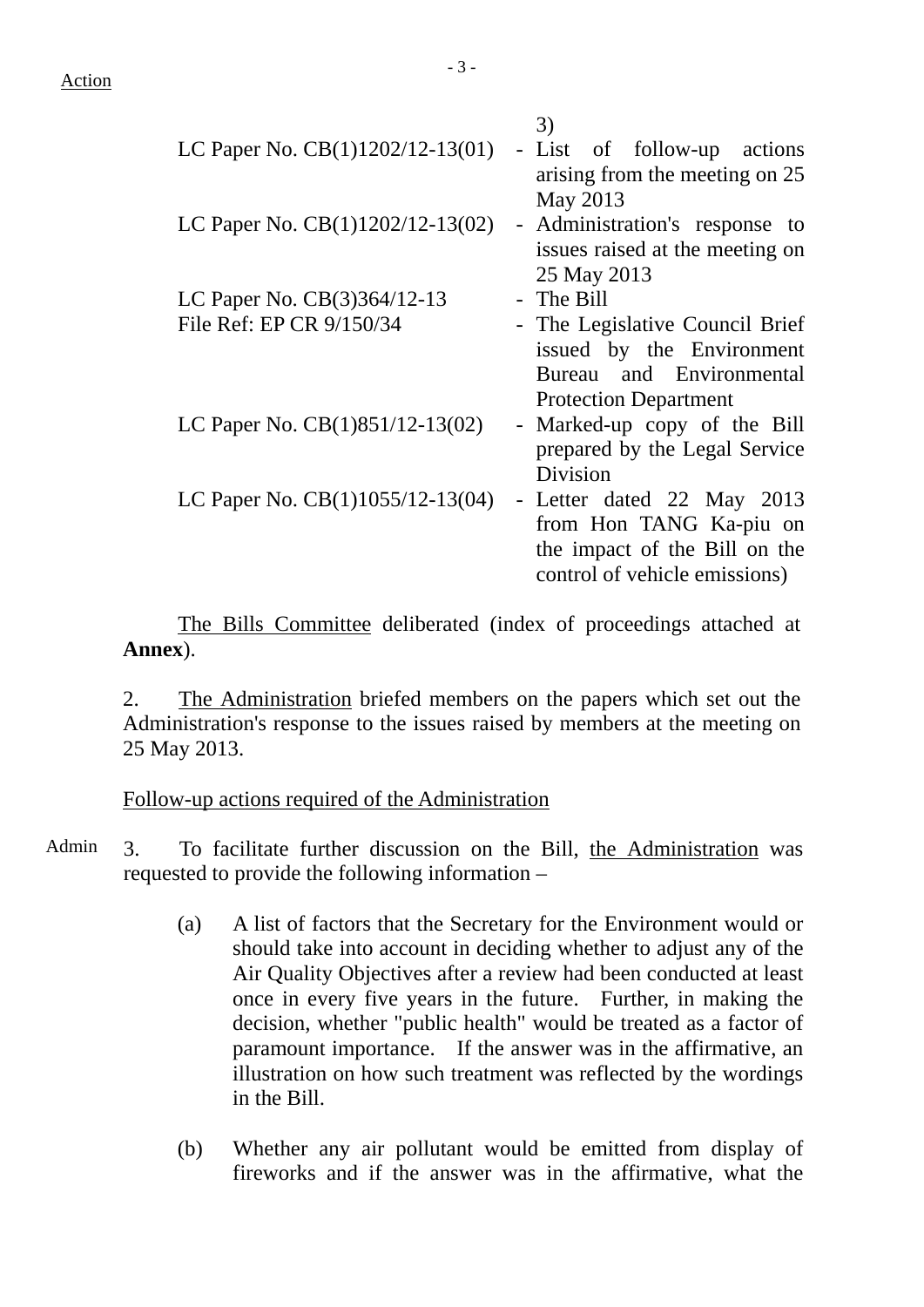3)

| | |
|---|---|
| LC Paper No. CB(1)1202/12-13(01) | - List of follow-up actions arising from the meeting on 25 May 2013 |
| LC Paper No. CB(1)1202/12-13(02) | - Administration's response to issues raised at the meeting on 25 May 2013 |
| LC Paper No. CB(3)364/12-13 | - The Bill |
| File Ref: EP CR 9/150/34 | - The Legislative Council Brief issued by the Environment Bureau and Environmental Protection Department |
| LC Paper No. CB(1)851/12-13(02) | - Marked-up copy of the Bill prepared by the Legal Service Division |
| LC Paper No. CB(1)1055/12-13(04) | - Letter dated 22 May 2013 from Hon TANG Ka-piu on the impact of the Bill on the control of vehicle emissions) |

The Bills Committee deliberated (index of proceedings attached at **Annex**).

2. The Administration briefed members on the papers which set out the Administration's response to the issues raised by members at the meeting on 25 May 2013.

Follow-up actions required of the Administration

Admin

3. To facilitate further discussion on the Bill, the Administration was requested to provide the following information –

(a) A list of factors that the Secretary for the Environment would or should take into account in deciding whether to adjust any of the Air Quality Objectives after a review had been conducted at least once in every five years in the future. Further, in making the decision, whether "public health" would be treated as a factor of paramount importance. If the answer was in the affirmative, an illustration on how such treatment was reflected by the wordings in the Bill.

(b) Whether any air pollutant would be emitted from display of fireworks and if the answer was in the affirmative, what the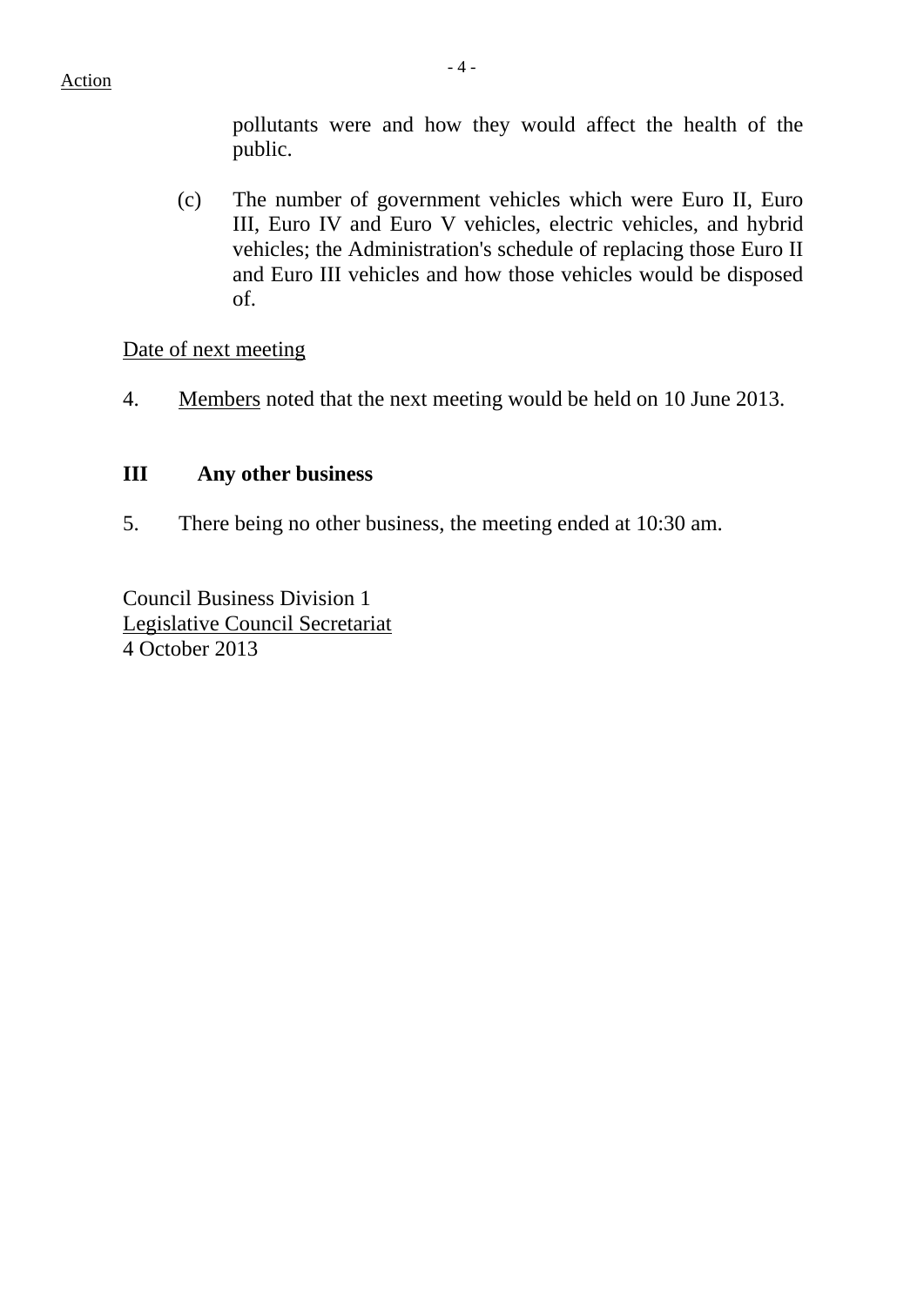Action

pollutants were and how they would affect the health of the public.

(c) The number of government vehicles which were Euro II, Euro III, Euro IV and Euro V vehicles, electric vehicles, and hybrid vehicles; the Administration's schedule of replacing those Euro II and Euro III vehicles and how those vehicles would be disposed of.

Date of next meeting

4. Members noted that the next meeting would be held on 10 June 2013.

**III Any other business**

5. There being no other business, the meeting ended at 10:30 am.

Council Business Division 1
Legislative Council Secretariat
4 October 2013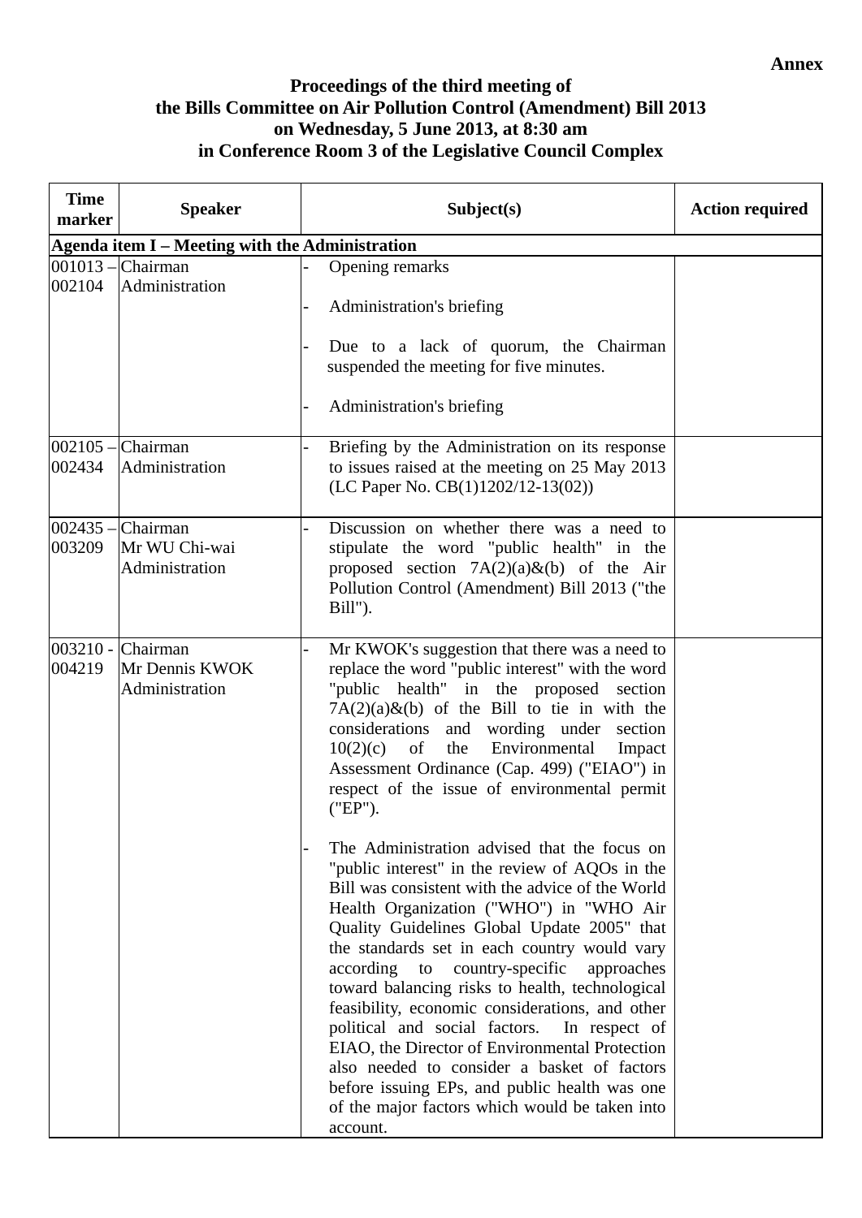**Annex**

**Proceedings of the third meeting of**
**the Bills Committee on Air Pollution Control (Amendment) Bill 2013**
**on Wednesday, 5 June 2013, at 8:30 am**
**in Conference Room 3 of the Legislative Council Complex**

| Time marker | Speaker | Subject(s) | Action required |
|---|---|---|---|
| **Agenda item I – Meeting with the Administration** | | | |
| 001013 – 002104 | Chairman<br>Administration | - Opening remarks<br><br>- Administration's briefing<br><br>- Due to a lack of quorum, the Chairman suspended the meeting for five minutes.<br><br>- Administration's briefing | |
| 002105 – 002434 | Chairman<br>Administration | - Briefing by the Administration on its response to issues raised at the meeting on 25 May 2013 (LC Paper No. CB(1)1202/12-13(02)) | |
| 002435 – 003209 | Chairman<br>Mr WU Chi-wai<br>Administration | - Discussion on whether there was a need to stipulate the word "public health" in the proposed section 7A(2)(a)&(b) of the Air Pollution Control (Amendment) Bill 2013 ("the Bill"). | |
| 003210 - 004219 | Chairman<br>Mr Dennis KWOK<br>Administration | - Mr KWOK's suggestion that there was a need to replace the word "public interest" with the word "public health" in the proposed section 7A(2)(a)&(b) of the Bill to tie in with the considerations and wording under section 10(2)(c) of the Environmental Impact Assessment Ordinance (Cap. 499) ("EIAO") in respect of the issue of environmental permit ("EP").<br><br>- The Administration advised that the focus on "public interest" in the review of AQOs in the Bill was consistent with the advice of the World Health Organization ("WHO") in "WHO Air Quality Guidelines Global Update 2005" that the standards set in each country would vary according to country-specific approaches toward balancing risks to health, technological feasibility, economic considerations, and other political and social factors. In respect of EIAO, the Director of Environmental Protection also needed to consider a basket of factors before issuing EPs, and public health was one of the major factors which would be taken into account. | |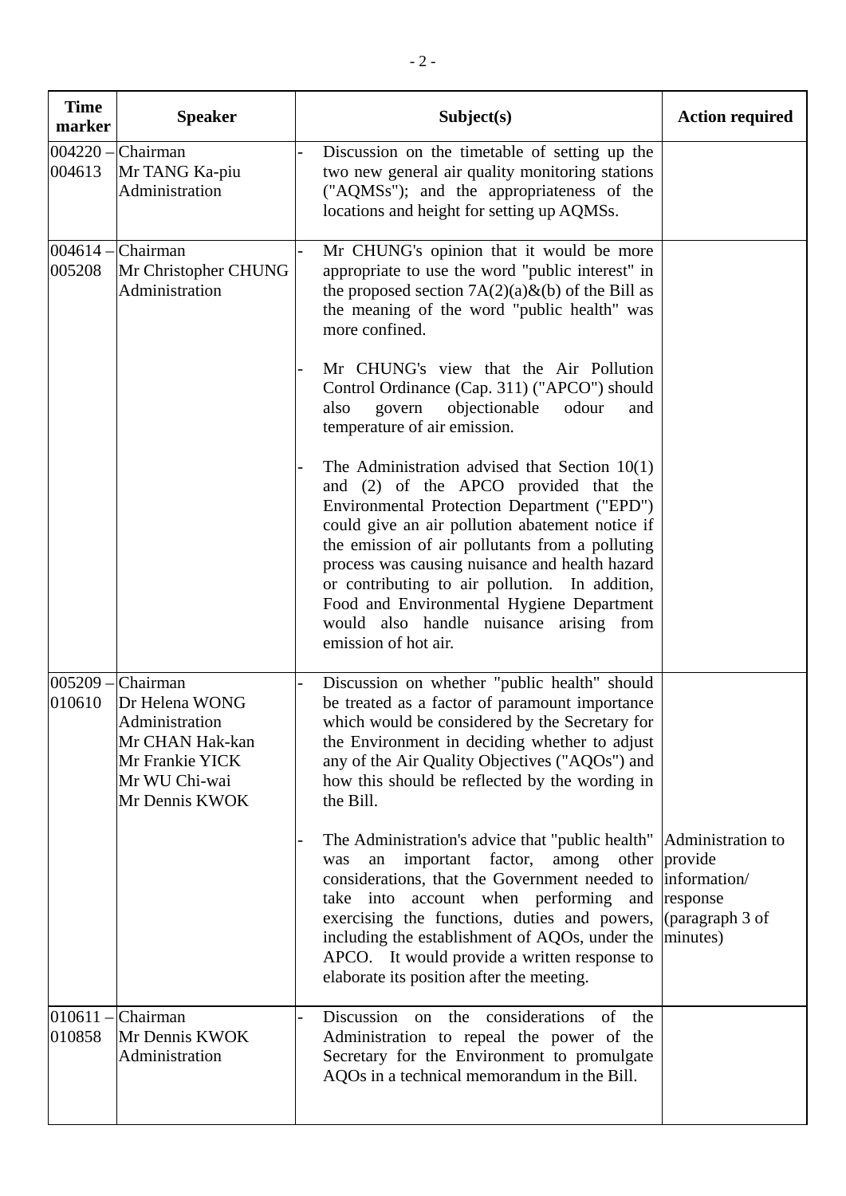| Time marker | Speaker | Subject(s) | Action required |
|---|---|---|---|
| 004220 – 004613 | Chairman<br>Mr TANG Ka-piu<br>Administration | - Discussion on the timetable of setting up the two new general air quality monitoring stations ("AQMSs"); and the appropriateness of the locations and height for setting up AQMSs. | |
| 004614 – 005208 | Chairman<br>Mr Christopher CHUNG<br>Administration | - Mr CHUNG's opinion that it would be more appropriate to use the word "public interest" in the proposed section 7A(2)(a)&(b) of the Bill as the meaning of the word "public health" was more confined.<br><br>- Mr CHUNG's view that the Air Pollution Control Ordinance (Cap. 311) ("APCO") should also govern objectionable odour and temperature of air emission.<br><br>- The Administration advised that Section 10(1) and (2) of the APCO provided that the Environmental Protection Department ("EPD") could give an air pollution abatement notice if the emission of air pollutants from a polluting process was causing nuisance and health hazard or contributing to air pollution. In addition, Food and Environmental Hygiene Department would also handle nuisance arising from emission of hot air. | |
| 005209 – 010610 | Chairman<br>Dr Helena WONG<br>Administration<br>Mr CHAN Hak-kan<br>Mr Frankie YICK<br>Mr WU Chi-wai<br>Mr Dennis KWOK | - Discussion on whether "public health" should be treated as a factor of paramount importance which would be considered by the Secretary for the Environment in deciding whether to adjust any of the Air Quality Objectives ("AQOs") and how this should be reflected by the wording in the Bill.<br><br>- The Administration's advice that "public health" was an important factor, among other considerations, that the Government needed to take into account when performing and exercising the functions, duties and powers, including the establishment of AQOs, under the APCO. It would provide a written response to elaborate its position after the meeting. | Administration to provide information/ response (paragraph 3 of minutes) |
| 010611 – 010858 | Chairman<br>Mr Dennis KWOK<br>Administration | - Discussion on the considerations of the Administration to repeal the power of the Secretary for the Environment to promulgate AQOs in a technical memorandum in the Bill. | |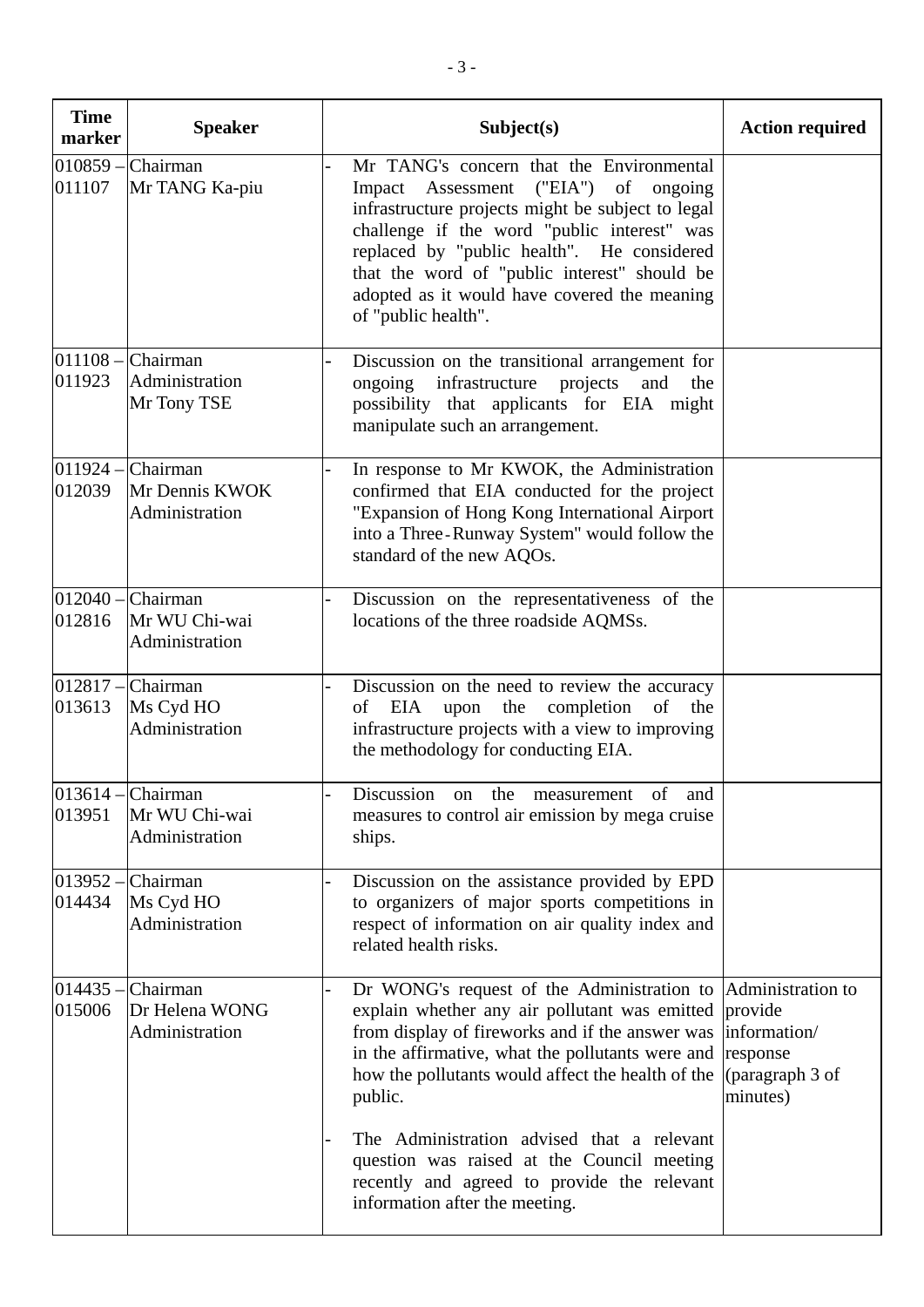| Time marker | Speaker | Subject(s) | Action required |
|---|---|---|---|
| 010859 – 011107 | Chairman<br>Mr TANG Ka-piu | - Mr TANG's concern that the Environmental Impact Assessment ("EIA") of ongoing infrastructure projects might be subject to legal challenge if the word "public interest" was replaced by "public health". He considered that the word of "public interest" should be adopted as it would have covered the meaning of "public health". | |
| 011108 – 011923 | Chairman<br>Administration<br>Mr Tony TSE | - Discussion on the transitional arrangement for ongoing infrastructure projects and the possibility that applicants for EIA might manipulate such an arrangement. | |
| 011924 – 012039 | Chairman<br>Mr Dennis KWOK<br>Administration | - In response to Mr KWOK, the Administration confirmed that EIA conducted for the project "Expansion of Hong Kong International Airport into a Three-Runway System" would follow the standard of the new AQOs. | |
| 012040 – 012816 | Chairman<br>Mr WU Chi-wai<br>Administration | - Discussion on the representativeness of the locations of the three roadside AQMSs. | |
| 012817 – 013613 | Chairman<br>Ms Cyd HO<br>Administration | - Discussion on the need to review the accuracy of EIA upon the completion of the infrastructure projects with a view to improving the methodology for conducting EIA. | |
| 013614 – 013951 | Chairman<br>Mr WU Chi-wai<br>Administration | - Discussion on the measurement of and measures to control air emission by mega cruise ships. | |
| 013952 – 014434 | Chairman<br>Ms Cyd HO<br>Administration | - Discussion on the assistance provided by EPD to organizers of major sports competitions in respect of information on air quality index and related health risks. | |
| 014435 – 015006 | Chairman<br>Dr Helena WONG<br>Administration | - Dr WONG's request of the Administration to explain whether any air pollutant was emitted from display of fireworks and if the answer was in the affirmative, what the pollutants were and how the pollutants would affect the health of the public.<br><br>- The Administration advised that a relevant question was raised at the Council meeting recently and agreed to provide the relevant information after the meeting. | Administration to provide information/ response (paragraph 3 of minutes) |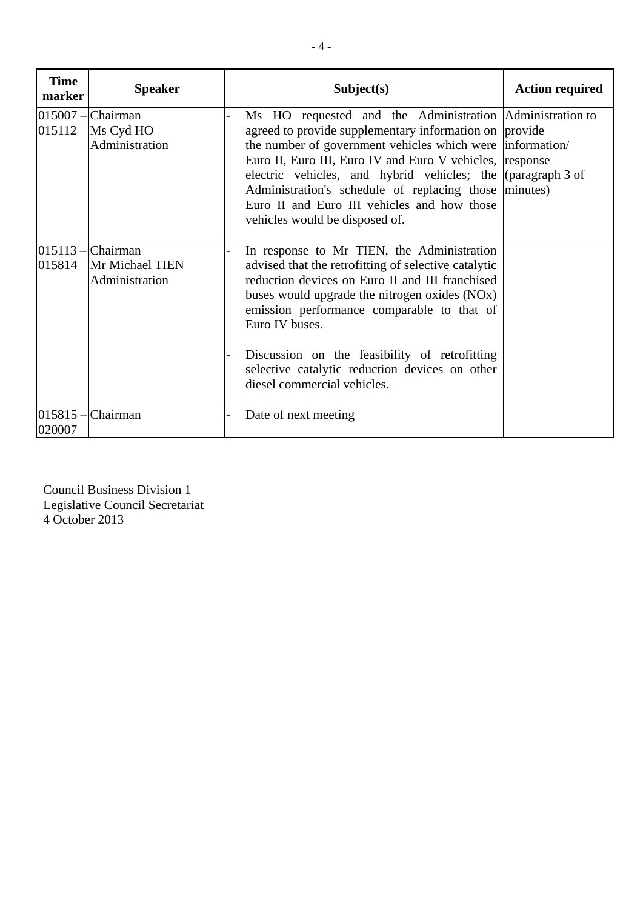| Time marker | Speaker | Subject(s) | Action required |
|---|---|---|---|
| 015007 – 015112 | Chairman<br>Ms Cyd HO<br>Administration | - Ms HO requested and the Administration agreed to provide supplementary information on the number of government vehicles which were Euro II, Euro III, Euro IV and Euro V vehicles, electric vehicles, and hybrid vehicles; the Administration's schedule of replacing those Euro II and Euro III vehicles and how those vehicles would be disposed of. | Administration to provide information/ response (paragraph 3 of minutes) |
| 015113 – 015814 | Chairman<br>Mr Michael TIEN<br>Administration | - In response to Mr TIEN, the Administration advised that the retrofitting of selective catalytic reduction devices on Euro II and III franchised buses would upgrade the nitrogen oxides (NOx) emission performance comparable to that of Euro IV buses.<br><br>- Discussion on the feasibility of retrofitting selective catalytic reduction devices on other diesel commercial vehicles. | |
| 015815 – 020007 | Chairman | - Date of next meeting | |

Council Business Division 1
Legislative Council Secretariat
4 October 2013